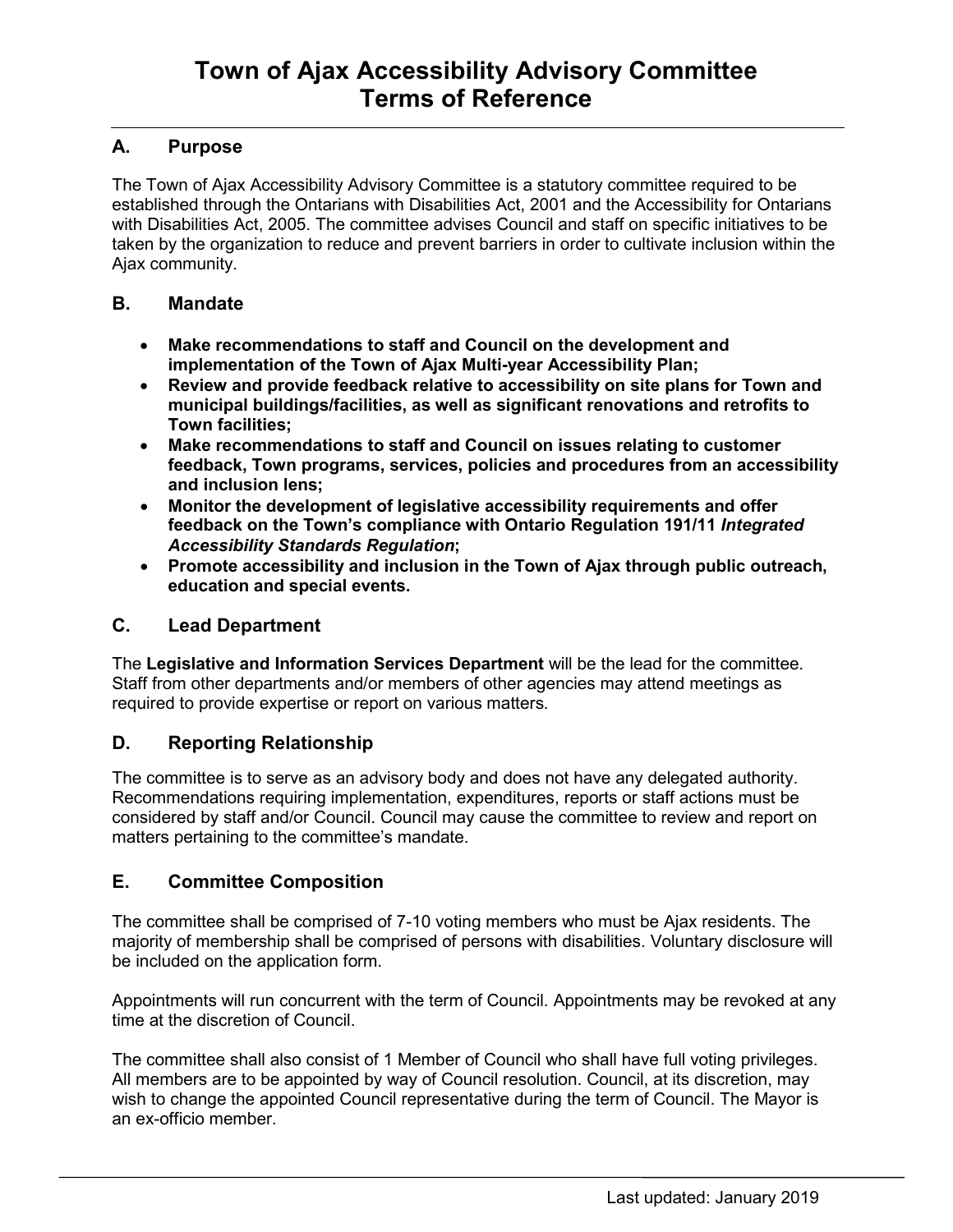# Town of Ajax Accessibility Advisory Committee
# Terms of Reference

## A. Purpose

The Town of Ajax Accessibility Advisory Committee is a statutory committee required to be established through the Ontarians with Disabilities Act, 2001 and the Accessibility for Ontarians with Disabilities Act, 2005. The committee advises Council and staff on specific initiatives to be taken by the organization to reduce and prevent barriers in order to cultivate inclusion within the Ajax community.

## B. Mandate

- **Make recommendations to staff and Council on the development and implementation of the Town of Ajax Multi-year Accessibility Plan;**
- **Review and provide feedback relative to accessibility on site plans for Town and municipal buildings/facilities, as well as significant renovations and retrofits to Town facilities;**
- **Make recommendations to staff and Council on issues relating to customer feedback, Town programs, services, policies and procedures from an accessibility and inclusion lens;**
- **Monitor the development of legislative accessibility requirements and offer feedback on the Town's compliance with Ontario Regulation 191/11 *Integrated Accessibility Standards Regulation*;**
- **Promote accessibility and inclusion in the Town of Ajax through public outreach, education and special events.**

## C. Lead Department

The **Legislative and Information Services Department** will be the lead for the committee. Staff from other departments and/or members of other agencies may attend meetings as required to provide expertise or report on various matters.

## D. Reporting Relationship

The committee is to serve as an advisory body and does not have any delegated authority. Recommendations requiring implementation, expenditures, reports or staff actions must be considered by staff and/or Council. Council may cause the committee to review and report on matters pertaining to the committee's mandate.

## E. Committee Composition

The committee shall be comprised of 7-10 voting members who must be Ajax residents. The majority of membership shall be comprised of persons with disabilities. Voluntary disclosure will be included on the application form.

Appointments will run concurrent with the term of Council. Appointments may be revoked at any time at the discretion of Council.

The committee shall also consist of 1 Member of Council who shall have full voting privileges. All members are to be appointed by way of Council resolution. Council, at its discretion, may wish to change the appointed Council representative during the term of Council. The Mayor is an ex-officio member.

Last updated: January 2019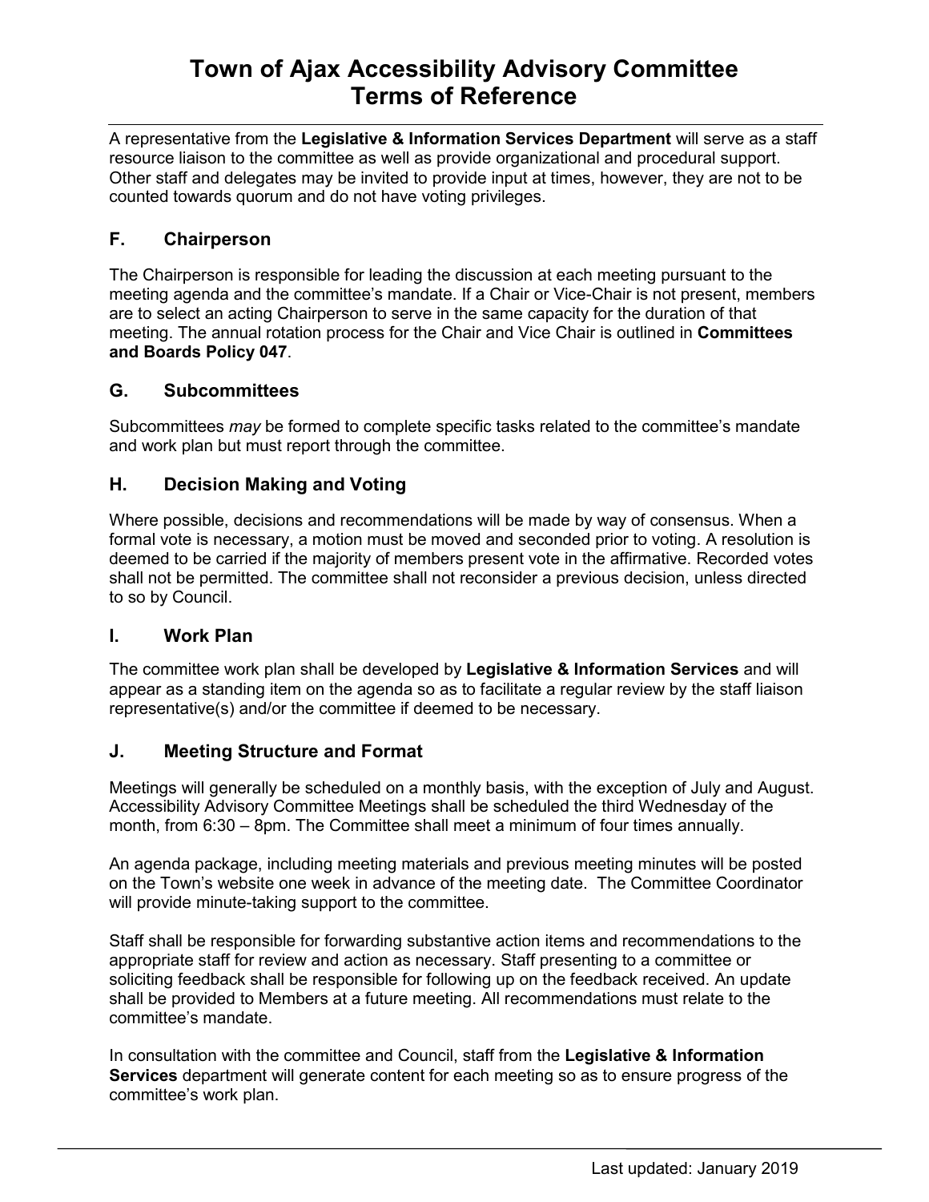A representative from the **Legislative & Information Services Department** will serve as a staff resource liaison to the committee as well as provide organizational and procedural support. Other staff and delegates may be invited to provide input at times, however, they are not to be counted towards quorum and do not have voting privileges.

## F. Chairperson

The Chairperson is responsible for leading the discussion at each meeting pursuant to the meeting agenda and the committee's mandate. If a Chair or Vice-Chair is not present, members are to select an acting Chairperson to serve in the same capacity for the duration of that meeting. The annual rotation process for the Chair and Vice Chair is outlined in **Committees and Boards Policy 047**.

## G. Subcommittees

Subcommittees *may* be formed to complete specific tasks related to the committee's mandate and work plan but must report through the committee.

## H. Decision Making and Voting

Where possible, decisions and recommendations will be made by way of consensus. When a formal vote is necessary, a motion must be moved and seconded prior to voting. A resolution is deemed to be carried if the majority of members present vote in the affirmative. Recorded votes shall not be permitted. The committee shall not reconsider a previous decision, unless directed to so by Council.

## I. Work Plan

The committee work plan shall be developed by **Legislative & Information Services** and will appear as a standing item on the agenda so as to facilitate a regular review by the staff liaison representative(s) and/or the committee if deemed to be necessary.

## J. Meeting Structure and Format

Meetings will generally be scheduled on a monthly basis, with the exception of July and August. Accessibility Advisory Committee Meetings shall be scheduled the third Wednesday of the month, from 6:30 – 8pm. The Committee shall meet a minimum of four times annually.

An agenda package, including meeting materials and previous meeting minutes will be posted on the Town's website one week in advance of the meeting date. The Committee Coordinator will provide minute-taking support to the committee.

Staff shall be responsible for forwarding substantive action items and recommendations to the appropriate staff for review and action as necessary. Staff presenting to a committee or soliciting feedback shall be responsible for following up on the feedback received. An update shall be provided to Members at a future meeting. All recommendations must relate to the committee's mandate.

In consultation with the committee and Council, staff from the **Legislative & Information Services** department will generate content for each meeting so as to ensure progress of the committee's work plan.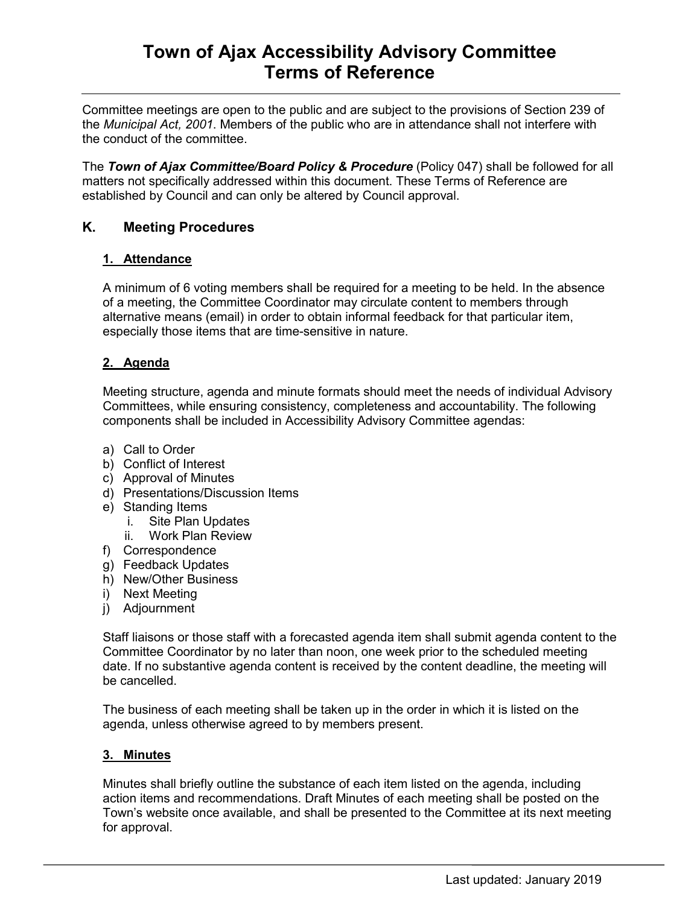Committee meetings are open to the public and are subject to the provisions of Section 239 of the *Municipal Act, 2001*. Members of the public who are in attendance shall not interfere with the conduct of the committee.

The ***Town of Ajax Committee/Board Policy & Procedure*** (Policy 047) shall be followed for all matters not specifically addressed within this document. These Terms of Reference are established by Council and can only be altered by Council approval.

## K. Meeting Procedures

### 1. Attendance

A minimum of 6 voting members shall be required for a meeting to be held. In the absence of a meeting, the Committee Coordinator may circulate content to members through alternative means (email) in order to obtain informal feedback for that particular item, especially those items that are time-sensitive in nature.

### 2. Agenda

Meeting structure, agenda and minute formats should meet the needs of individual Advisory Committees, while ensuring consistency, completeness and accountability. The following components shall be included in Accessibility Advisory Committee agendas:

a) Call to Order
b) Conflict of Interest
c) Approval of Minutes
d) Presentations/Discussion Items
e) Standing Items
   i. Site Plan Updates
   ii. Work Plan Review
f) Correspondence
g) Feedback Updates
h) New/Other Business
i) Next Meeting
j) Adjournment

Staff liaisons or those staff with a forecasted agenda item shall submit agenda content to the Committee Coordinator by no later than noon, one week prior to the scheduled meeting date. If no substantive agenda content is received by the content deadline, the meeting will be cancelled.

The business of each meeting shall be taken up in the order in which it is listed on the agenda, unless otherwise agreed to by members present.

### 3. Minutes

Minutes shall briefly outline the substance of each item listed on the agenda, including action items and recommendations. Draft Minutes of each meeting shall be posted on the Town's website once available, and shall be presented to the Committee at its next meeting for approval.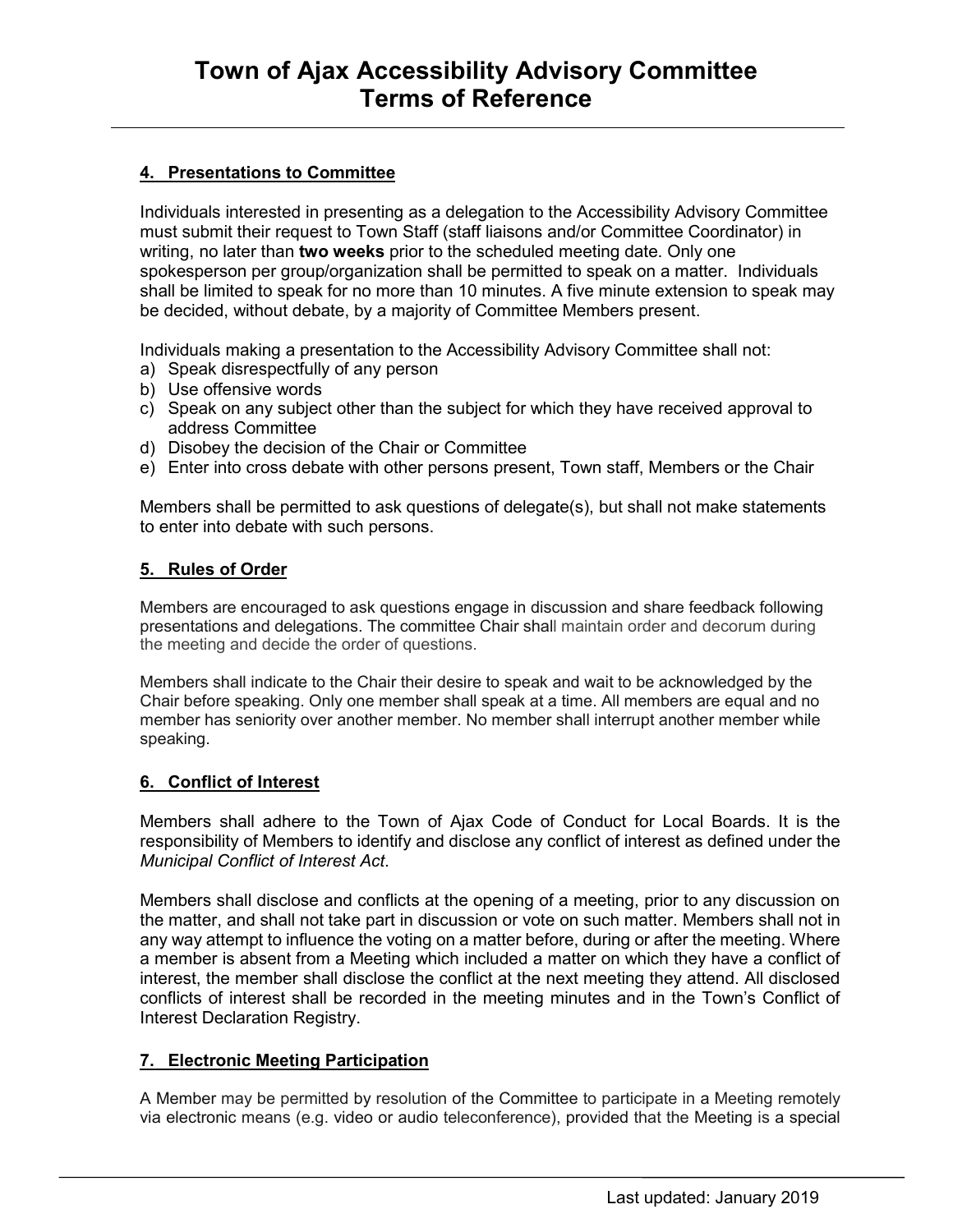## 4. Presentations to Committee

Individuals interested in presenting as a delegation to the Accessibility Advisory Committee must submit their request to Town Staff (staff liaisons and/or Committee Coordinator) in writing, no later than **two weeks** prior to the scheduled meeting date. Only one spokesperson per group/organization shall be permitted to speak on a matter. Individuals shall be limited to speak for no more than 10 minutes. A five minute extension to speak may be decided, without debate, by a majority of Committee Members present.

Individuals making a presentation to the Accessibility Advisory Committee shall not:

a) Speak disrespectfully of any person
b) Use offensive words
c) Speak on any subject other than the subject for which they have received approval to address Committee
d) Disobey the decision of the Chair or Committee
e) Enter into cross debate with other persons present, Town staff, Members or the Chair

Members shall be permitted to ask questions of delegate(s), but shall not make statements to enter into debate with such persons.

## 5. Rules of Order

Members are encouraged to ask questions engage in discussion and share feedback following presentations and delegations. The committee Chair shall maintain order and decorum during the meeting and decide the order of questions.

Members shall indicate to the Chair their desire to speak and wait to be acknowledged by the Chair before speaking. Only one member shall speak at a time. All members are equal and no member has seniority over another member. No member shall interrupt another member while speaking.

## 6. Conflict of Interest

Members shall adhere to the Town of Ajax Code of Conduct for Local Boards. It is the responsibility of Members to identify and disclose any conflict of interest as defined under the *Municipal Conflict of Interest Act*.

Members shall disclose and conflicts at the opening of a meeting, prior to any discussion on the matter, and shall not take part in discussion or vote on such matter. Members shall not in any way attempt to influence the voting on a matter before, during or after the meeting. Where a member is absent from a Meeting which included a matter on which they have a conflict of interest, the member shall disclose the conflict at the next meeting they attend. All disclosed conflicts of interest shall be recorded in the meeting minutes and in the Town's Conflict of Interest Declaration Registry.

## 7. Electronic Meeting Participation

A Member may be permitted by resolution of the Committee to participate in a Meeting remotely via electronic means (e.g. video or audio teleconference), provided that the Meeting is a special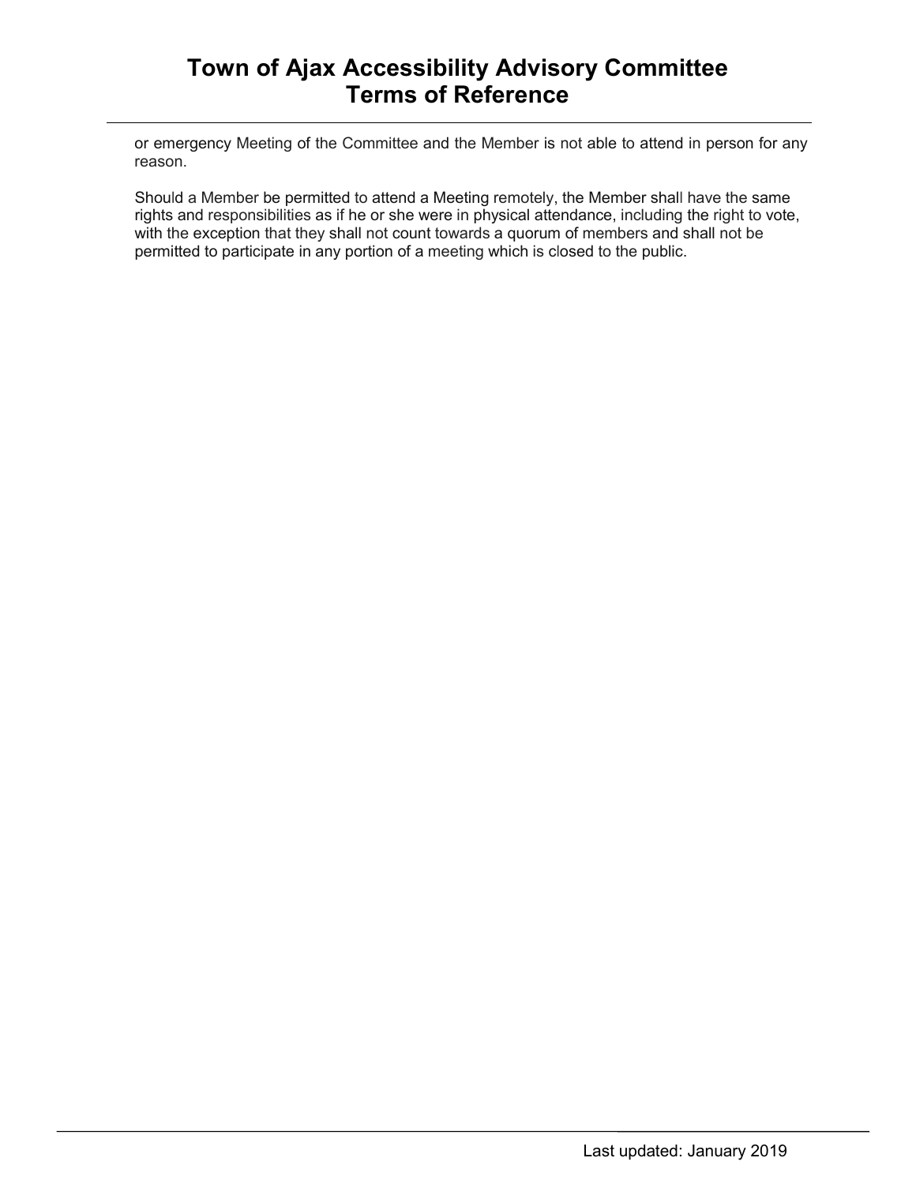or emergency Meeting of the Committee and the Member is not able to attend in person for any reason.

Should a Member be permitted to attend a Meeting remotely, the Member shall have the same rights and responsibilities as if he or she were in physical attendance, including the right to vote, with the exception that they shall not count towards a quorum of members and shall not be permitted to participate in any portion of a meeting which is closed to the public.